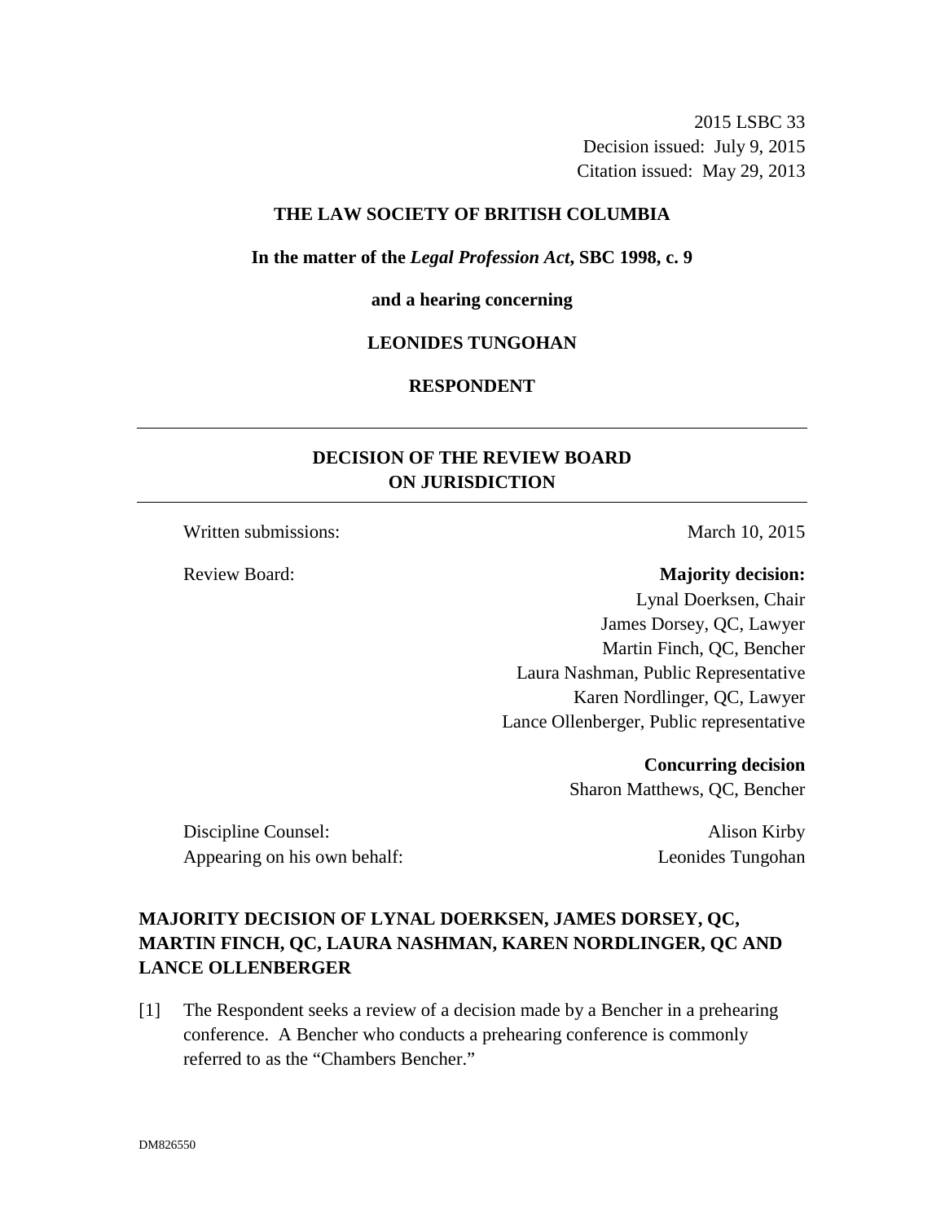2015 LSBC 33
Decision issued: July 9, 2015
Citation issued: May 29, 2013

**THE LAW SOCIETY OF BRITISH COLUMBIA**

**In the matter of the *Legal Profession Act*, SBC 1998, c. 9**

**and a hearing concerning**

**LEONIDES TUNGOHAN**

**RESPONDENT**

## DECISION OF THE REVIEW BOARD ON JURISDICTION

Written submissions: March 10, 2015

Review Board:

**Majority decision:**
Lynal Doerksen, Chair
James Dorsey, QC, Lawyer
Martin Finch, QC, Bencher
Laura Nashman, Public Representative
Karen Nordlinger, QC, Lawyer
Lance Ollenberger, Public representative

**Concurring decision**
Sharon Matthews, QC, Bencher

Discipline Counsel: Alison Kirby
Appearing on his own behalf: Leonides Tungohan

### MAJORITY DECISION OF LYNAL DOERKSEN, JAMES DORSEY, QC, MARTIN FINCH, QC, LAURA NASHMAN, KAREN NORDLINGER, QC AND LANCE OLLENBERGER

[1] The Respondent seeks a review of a decision made by a Bencher in a prehearing conference. A Bencher who conducts a prehearing conference is commonly referred to as the "Chambers Bencher."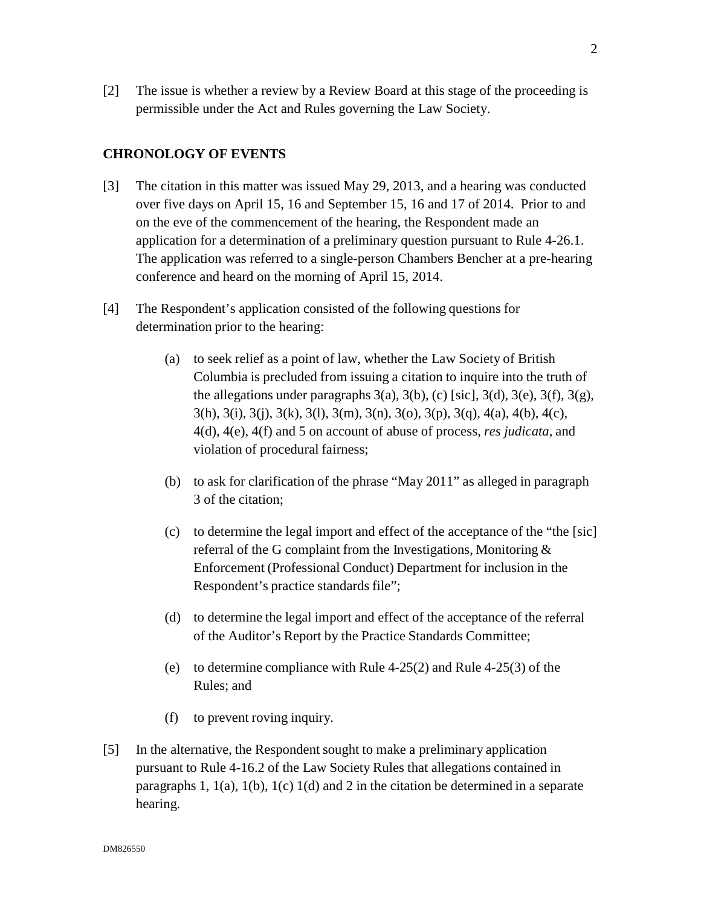[2] The issue is whether a review by a Review Board at this stage of the proceeding is permissible under the Act and Rules governing the Law Society.

## CHRONOLOGY OF EVENTS

[3] The citation in this matter was issued May 29, 2013, and a hearing was conducted over five days on April 15, 16 and September 15, 16 and 17 of 2014. Prior to and on the eve of the commencement of the hearing, the Respondent made an application for a determination of a preliminary question pursuant to Rule 4-26.1. The application was referred to a single-person Chambers Bencher at a pre-hearing conference and heard on the morning of April 15, 2014.

[4] The Respondent's application consisted of the following questions for determination prior to the hearing:

(a) to seek relief as a point of law, whether the Law Society of British Columbia is precluded from issuing a citation to inquire into the truth of the allegations under paragraphs 3(a), 3(b), (c) [sic], 3(d), 3(e), 3(f), 3(g), 3(h), 3(i), 3(j), 3(k), 3(l), 3(m), 3(n), 3(o), 3(p), 3(q), 4(a), 4(b), 4(c), 4(d), 4(e), 4(f) and 5 on account of abuse of process, *res judicata,* and violation of procedural fairness;

(b) to ask for clarification of the phrase "May 2011" as alleged in paragraph 3 of the citation;

(c) to determine the legal import and effect of the acceptance of the "the [sic] referral of the G complaint from the Investigations, Monitoring & Enforcement (Professional Conduct) Department for inclusion in the Respondent's practice standards file";

(d) to determine the legal import and effect of the acceptance of the referral of the Auditor's Report by the Practice Standards Committee;

(e) to determine compliance with Rule 4-25(2) and Rule 4-25(3) of the Rules; and

(f) to prevent roving inquiry.

[5] In the alternative, the Respondent sought to make a preliminary application pursuant to Rule 4-16.2 of the Law Society Rules that allegations contained in paragraphs 1, 1(a), 1(b), 1(c) 1(d) and 2 in the citation be determined in a separate hearing.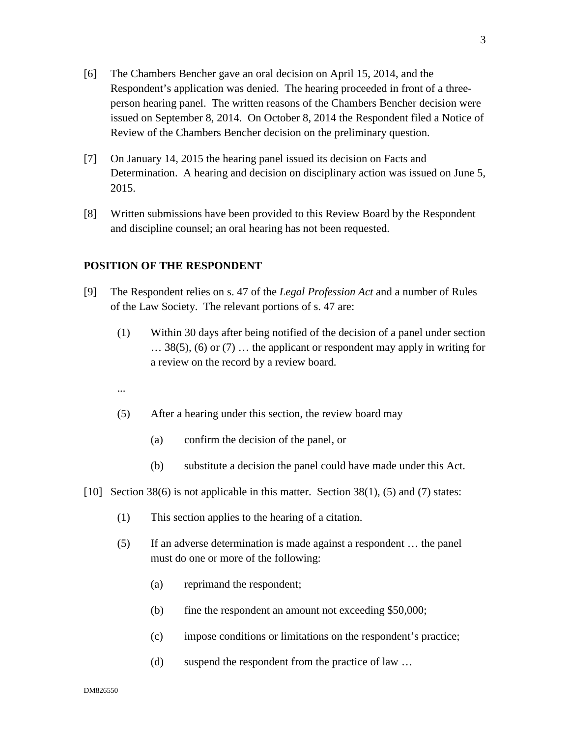[6] The Chambers Bencher gave an oral decision on April 15, 2014, and the Respondent's application was denied. The hearing proceeded in front of a three-person hearing panel. The written reasons of the Chambers Bencher decision were issued on September 8, 2014. On October 8, 2014 the Respondent filed a Notice of Review of the Chambers Bencher decision on the preliminary question.

[7] On January 14, 2015 the hearing panel issued its decision on Facts and Determination. A hearing and decision on disciplinary action was issued on June 5, 2015.

[8] Written submissions have been provided to this Review Board by the Respondent and discipline counsel; an oral hearing has not been requested.

## POSITION OF THE RESPONDENT

[9] The Respondent relies on s. 47 of the *Legal Profession Act* and a number of Rules of the Law Society. The relevant portions of s. 47 are:

> (1) Within 30 days after being notified of the decision of a panel under section … 38(5), (6) or (7) … the applicant or respondent may apply in writing for a review on the record by a review board.
>
> ...
>
> (5) After a hearing under this section, the review board may
>
> (a) confirm the decision of the panel, or
>
> (b) substitute a decision the panel could have made under this Act.

[10] Section 38(6) is not applicable in this matter. Section 38(1), (5) and (7) states:

> (1) This section applies to the hearing of a citation.
>
> (5) If an adverse determination is made against a respondent … the panel must do one or more of the following:
>
> (a) reprimand the respondent;
>
> (b) fine the respondent an amount not exceeding $50,000;
>
> (c) impose conditions or limitations on the respondent's practice;
>
> (d) suspend the respondent from the practice of law …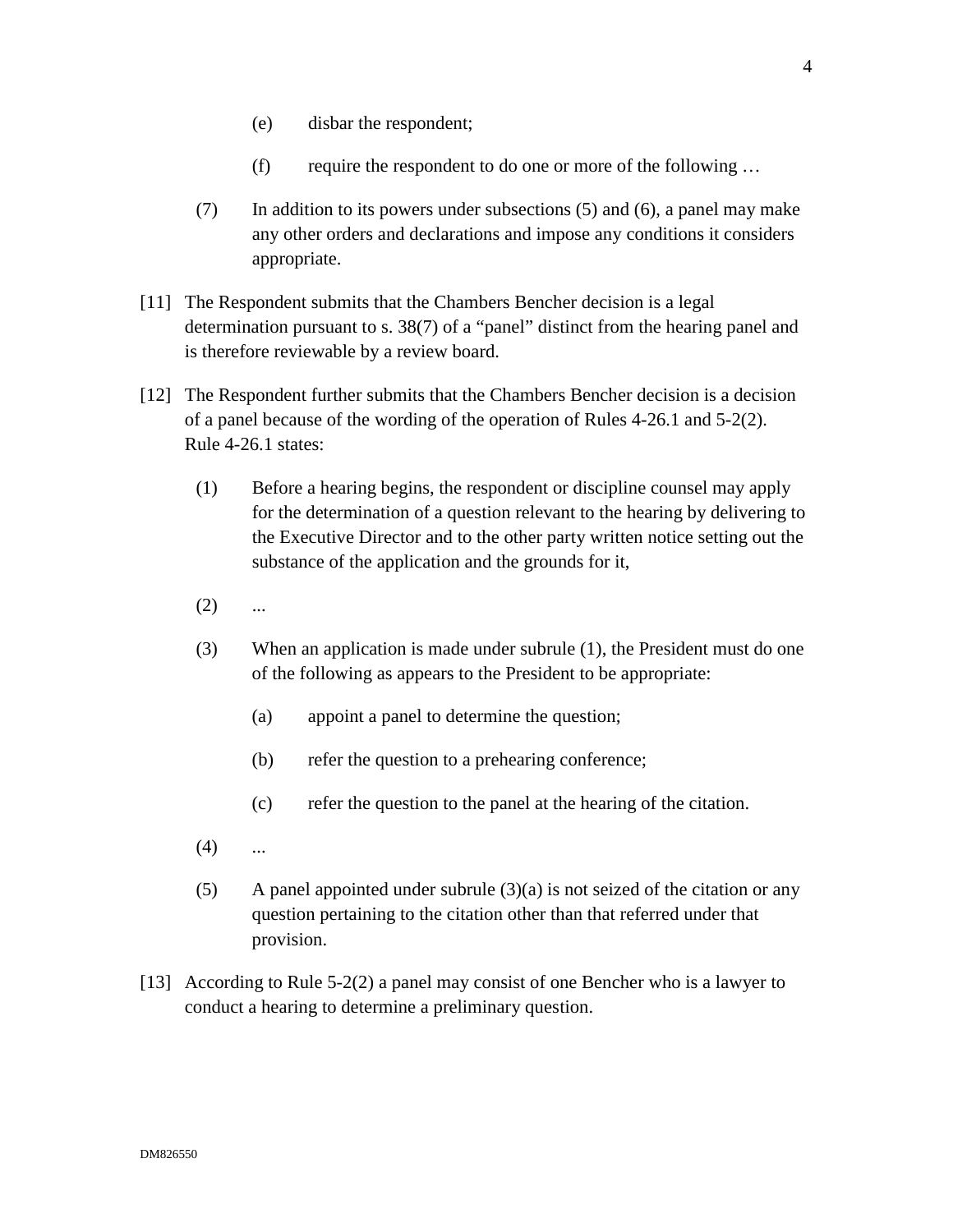(e) disbar the respondent;

(f) require the respondent to do one or more of the following …

(7) In addition to its powers under subsections (5) and (6), a panel may make any other orders and declarations and impose any conditions it considers appropriate.

[11] The Respondent submits that the Chambers Bencher decision is a legal determination pursuant to s. 38(7) of a "panel" distinct from the hearing panel and is therefore reviewable by a review board.

[12] The Respondent further submits that the Chambers Bencher decision is a decision of a panel because of the wording of the operation of Rules 4-26.1 and 5-2(2). Rule 4-26.1 states:

(1) Before a hearing begins, the respondent or discipline counsel may apply for the determination of a question relevant to the hearing by delivering to the Executive Director and to the other party written notice setting out the substance of the application and the grounds for it,

(2) ...

(3) When an application is made under subrule (1), the President must do one of the following as appears to the President to be appropriate:

(a) appoint a panel to determine the question;

(b) refer the question to a prehearing conference;

(c) refer the question to the panel at the hearing of the citation.

(4) ...

(5) A panel appointed under subrule (3)(a) is not seized of the citation or any question pertaining to the citation other than that referred under that provision.

[13] According to Rule 5-2(2) a panel may consist of one Bencher who is a lawyer to conduct a hearing to determine a preliminary question.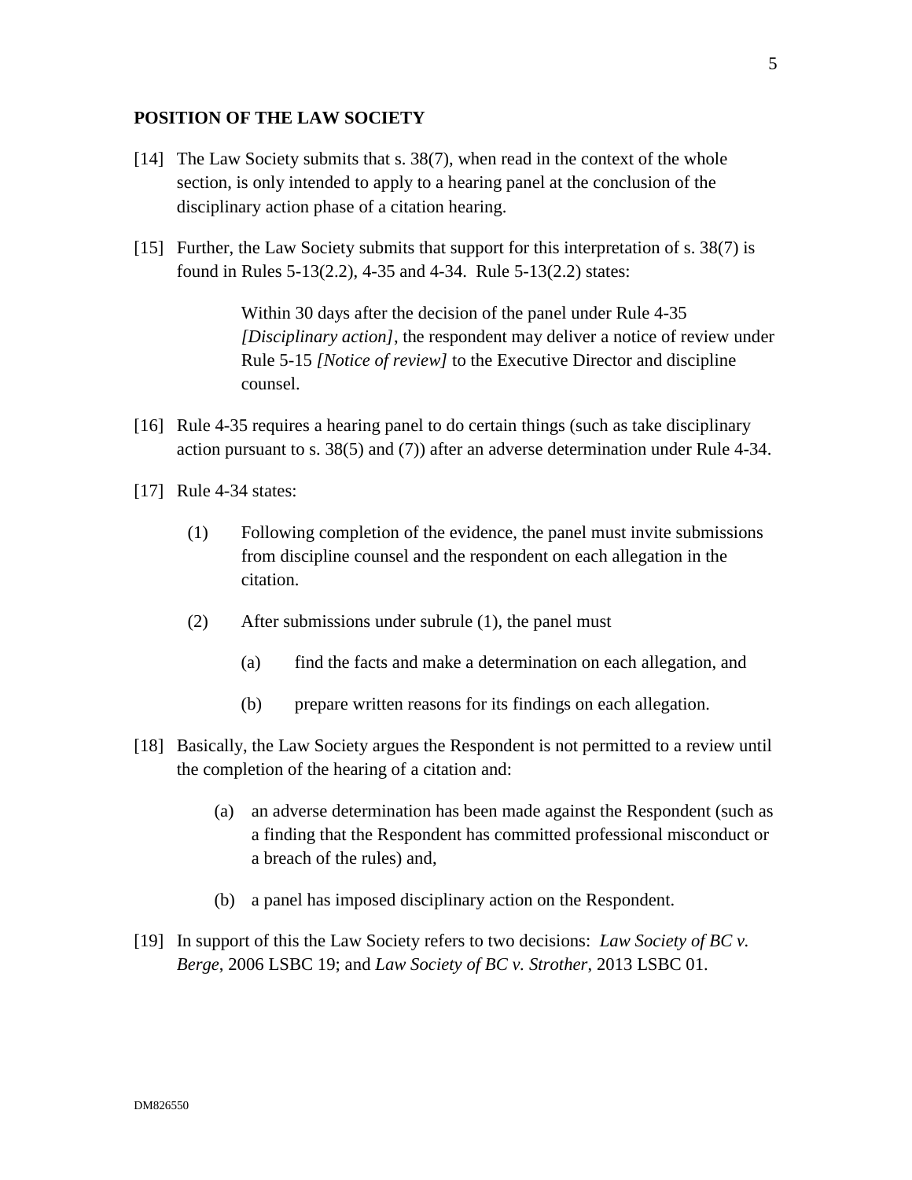## POSITION OF THE LAW SOCIETY

[14] The Law Society submits that s. 38(7), when read in the context of the whole section, is only intended to apply to a hearing panel at the conclusion of the disciplinary action phase of a citation hearing.

[15] Further, the Law Society submits that support for this interpretation of s. 38(7) is found in Rules 5-13(2.2), 4-35 and 4-34. Rule 5-13(2.2) states:

> Within 30 days after the decision of the panel under Rule 4-35 *[Disciplinary action]*, the respondent may deliver a notice of review under Rule 5-15 *[Notice of review]* to the Executive Director and discipline counsel.

[16] Rule 4-35 requires a hearing panel to do certain things (such as take disciplinary action pursuant to s. 38(5) and (7)) after an adverse determination under Rule 4-34.

[17] Rule 4-34 states:

> (1) Following completion of the evidence, the panel must invite submissions from discipline counsel and the respondent on each allegation in the citation.
>
> (2) After submissions under subrule (1), the panel must
>
> (a) find the facts and make a determination on each allegation, and
>
> (b) prepare written reasons for its findings on each allegation.

[18] Basically, the Law Society argues the Respondent is not permitted to a review until the completion of the hearing of a citation and:

> (a) an adverse determination has been made against the Respondent (such as a finding that the Respondent has committed professional misconduct or a breach of the rules) and,
>
> (b) a panel has imposed disciplinary action on the Respondent.

[19] In support of this the Law Society refers to two decisions: *Law Society of BC v. Berge*, 2006 LSBC 19; and *Law Society of BC v. Strother*, 2013 LSBC 01.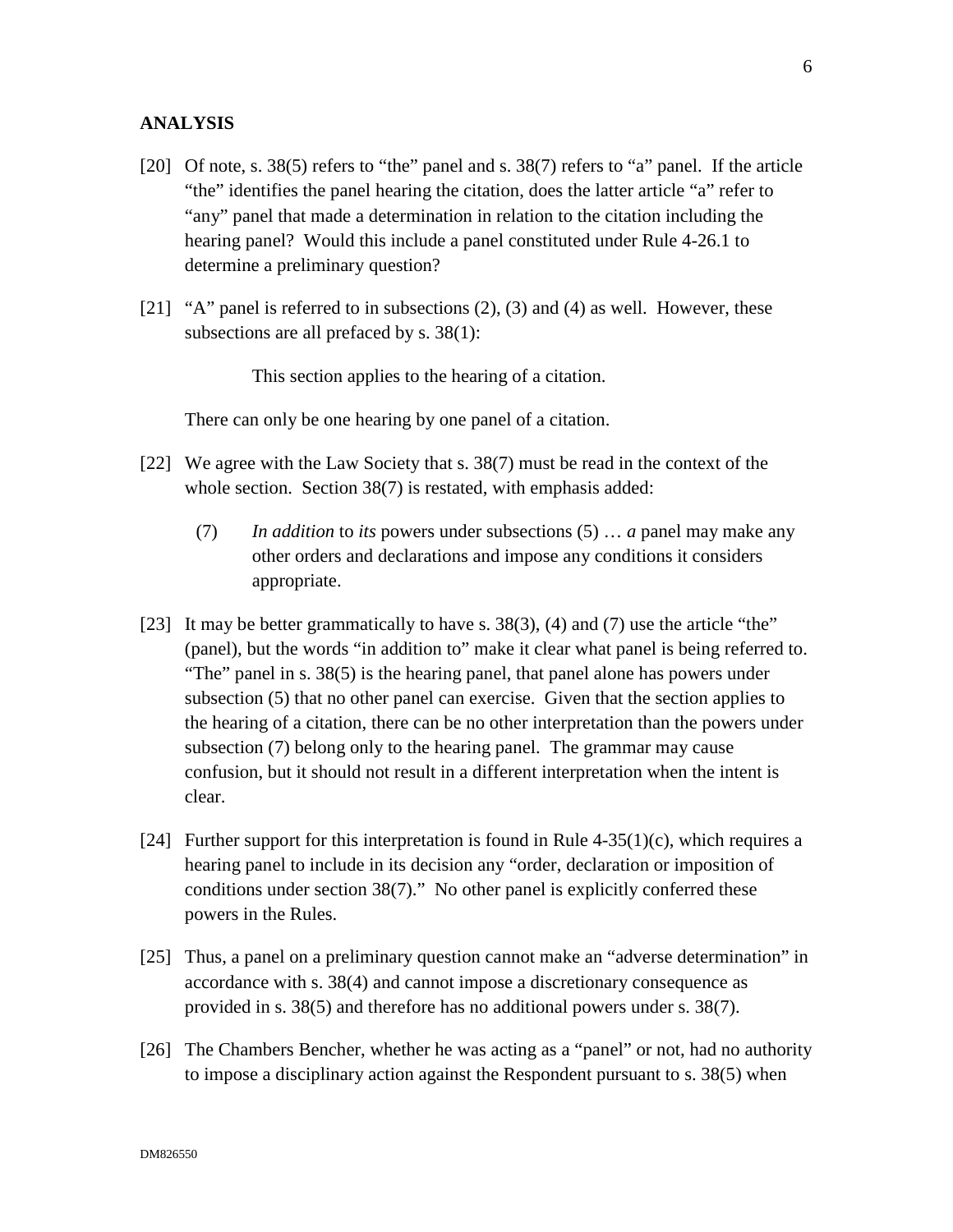## ANALYSIS

[20] Of note, s. 38(5) refers to "the" panel and s. 38(7) refers to "a" panel. If the article "the" identifies the panel hearing the citation, does the latter article "a" refer to "any" panel that made a determination in relation to the citation including the hearing panel? Would this include a panel constituted under Rule 4-26.1 to determine a preliminary question?

[21] "A" panel is referred to in subsections (2), (3) and (4) as well. However, these subsections are all prefaced by s. 38(1):

> This section applies to the hearing of a citation.

There can only be one hearing by one panel of a citation.

[22] We agree with the Law Society that s. 38(7) must be read in the context of the whole section. Section 38(7) is restated, with emphasis added:

> (7) *In addition* to *its* powers under subsections (5) … *a* panel may make any other orders and declarations and impose any conditions it considers appropriate.

[23] It may be better grammatically to have s. 38(3), (4) and (7) use the article "the" (panel), but the words "in addition to" make it clear what panel is being referred to. "The" panel in s. 38(5) is the hearing panel, that panel alone has powers under subsection (5) that no other panel can exercise. Given that the section applies to the hearing of a citation, there can be no other interpretation than the powers under subsection (7) belong only to the hearing panel. The grammar may cause confusion, but it should not result in a different interpretation when the intent is clear.

[24] Further support for this interpretation is found in Rule 4-35(1)(c), which requires a hearing panel to include in its decision any "order, declaration or imposition of conditions under section 38(7)." No other panel is explicitly conferred these powers in the Rules.

[25] Thus, a panel on a preliminary question cannot make an "adverse determination" in accordance with s. 38(4) and cannot impose a discretionary consequence as provided in s. 38(5) and therefore has no additional powers under s. 38(7).

[26] The Chambers Bencher, whether he was acting as a "panel" or not, had no authority to impose a disciplinary action against the Respondent pursuant to s. 38(5) when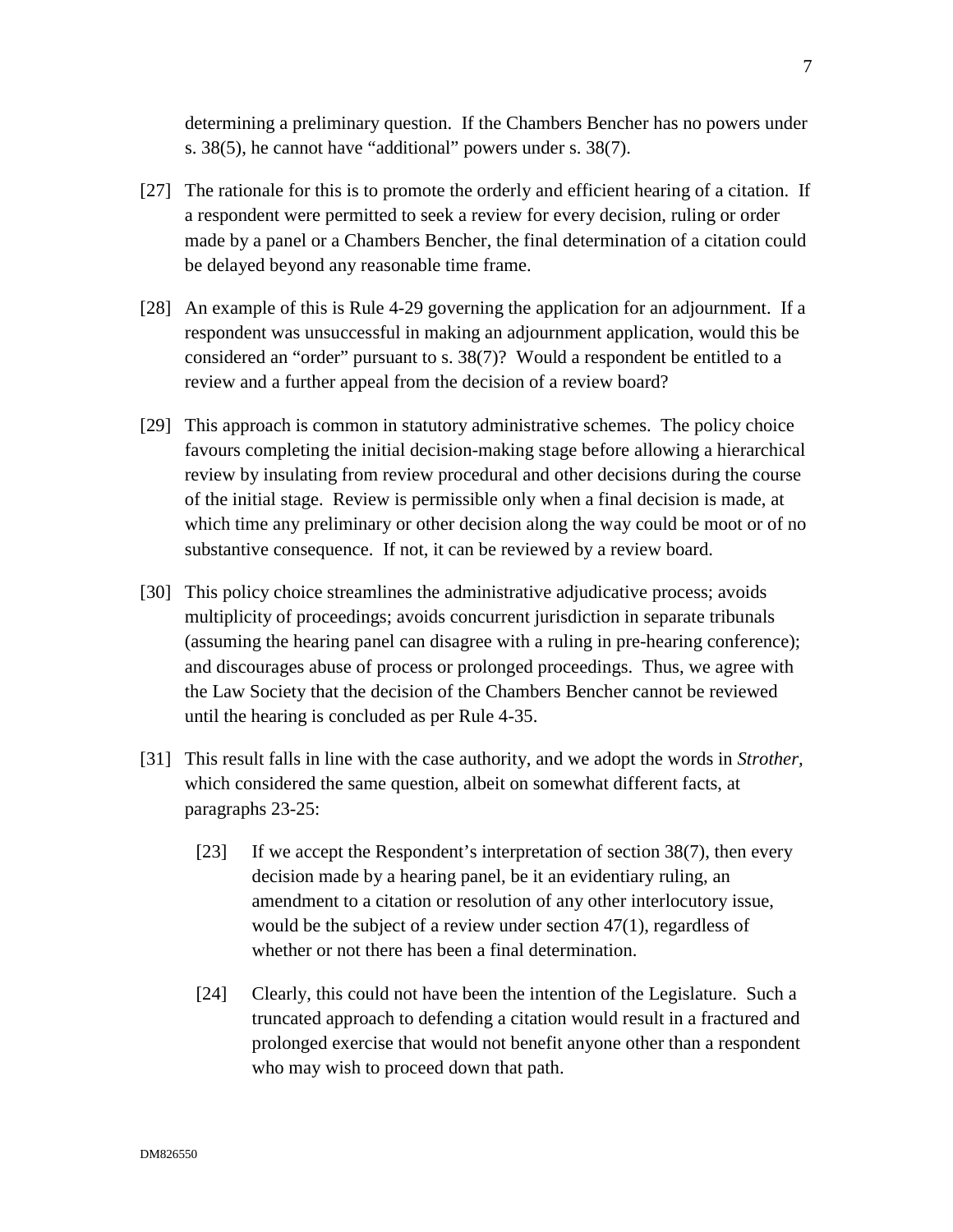determining a preliminary question. If the Chambers Bencher has no powers under s. 38(5), he cannot have "additional" powers under s. 38(7).

[27] The rationale for this is to promote the orderly and efficient hearing of a citation. If a respondent were permitted to seek a review for every decision, ruling or order made by a panel or a Chambers Bencher, the final determination of a citation could be delayed beyond any reasonable time frame.

[28] An example of this is Rule 4-29 governing the application for an adjournment. If a respondent was unsuccessful in making an adjournment application, would this be considered an "order" pursuant to s. 38(7)? Would a respondent be entitled to a review and a further appeal from the decision of a review board?

[29] This approach is common in statutory administrative schemes. The policy choice favours completing the initial decision-making stage before allowing a hierarchical review by insulating from review procedural and other decisions during the course of the initial stage. Review is permissible only when a final decision is made, at which time any preliminary or other decision along the way could be moot or of no substantive consequence. If not, it can be reviewed by a review board.

[30] This policy choice streamlines the administrative adjudicative process; avoids multiplicity of proceedings; avoids concurrent jurisdiction in separate tribunals (assuming the hearing panel can disagree with a ruling in pre-hearing conference); and discourages abuse of process or prolonged proceedings. Thus, we agree with the Law Society that the decision of the Chambers Bencher cannot be reviewed until the hearing is concluded as per Rule 4-35.

[31] This result falls in line with the case authority, and we adopt the words in *Strother*, which considered the same question, albeit on somewhat different facts, at paragraphs 23-25:

> [23] If we accept the Respondent's interpretation of section 38(7), then every decision made by a hearing panel, be it an evidentiary ruling, an amendment to a citation or resolution of any other interlocutory issue, would be the subject of a review under section 47(1), regardless of whether or not there has been a final determination.
>
> [24] Clearly, this could not have been the intention of the Legislature. Such a truncated approach to defending a citation would result in a fractured and prolonged exercise that would not benefit anyone other than a respondent who may wish to proceed down that path.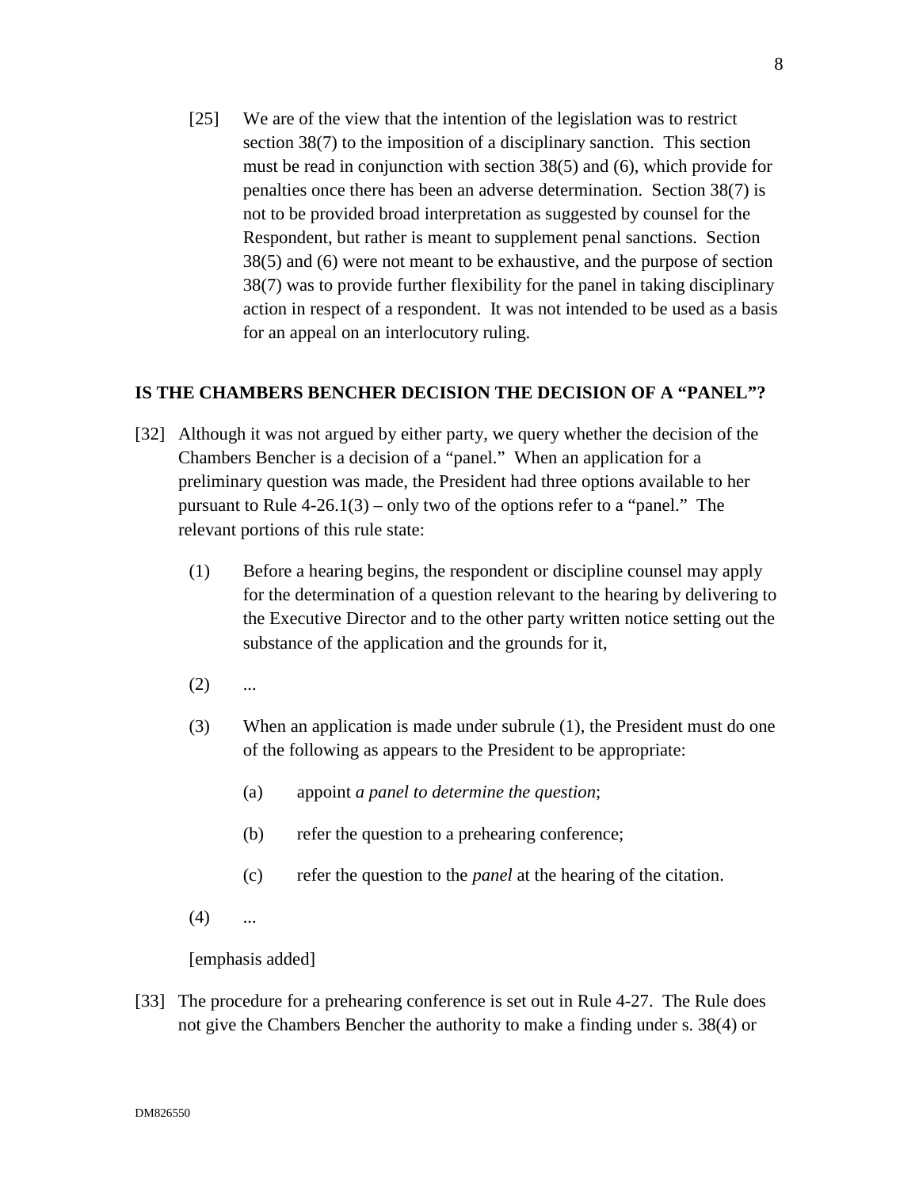[25] We are of the view that the intention of the legislation was to restrict section 38(7) to the imposition of a disciplinary sanction. This section must be read in conjunction with section 38(5) and (6), which provide for penalties once there has been an adverse determination. Section 38(7) is not to be provided broad interpretation as suggested by counsel for the Respondent, but rather is meant to supplement penal sanctions. Section 38(5) and (6) were not meant to be exhaustive, and the purpose of section 38(7) was to provide further flexibility for the panel in taking disciplinary action in respect of a respondent. It was not intended to be used as a basis for an appeal on an interlocutory ruling.

## IS THE CHAMBERS BENCHER DECISION THE DECISION OF A "PANEL"?

[32] Although it was not argued by either party, we query whether the decision of the Chambers Bencher is a decision of a "panel." When an application for a preliminary question was made, the President had three options available to her pursuant to Rule 4-26.1(3) – only two of the options refer to a "panel." The relevant portions of this rule state:

(1) Before a hearing begins, the respondent or discipline counsel may apply for the determination of a question relevant to the hearing by delivering to the Executive Director and to the other party written notice setting out the substance of the application and the grounds for it,

(2) ...

(3) When an application is made under subrule (1), the President must do one of the following as appears to the President to be appropriate:

(a) appoint *a panel to determine the question*;

(b) refer the question to a prehearing conference;

(c) refer the question to the *panel* at the hearing of the citation.

(4) ...

[emphasis added]

[33] The procedure for a prehearing conference is set out in Rule 4-27. The Rule does not give the Chambers Bencher the authority to make a finding under s. 38(4) or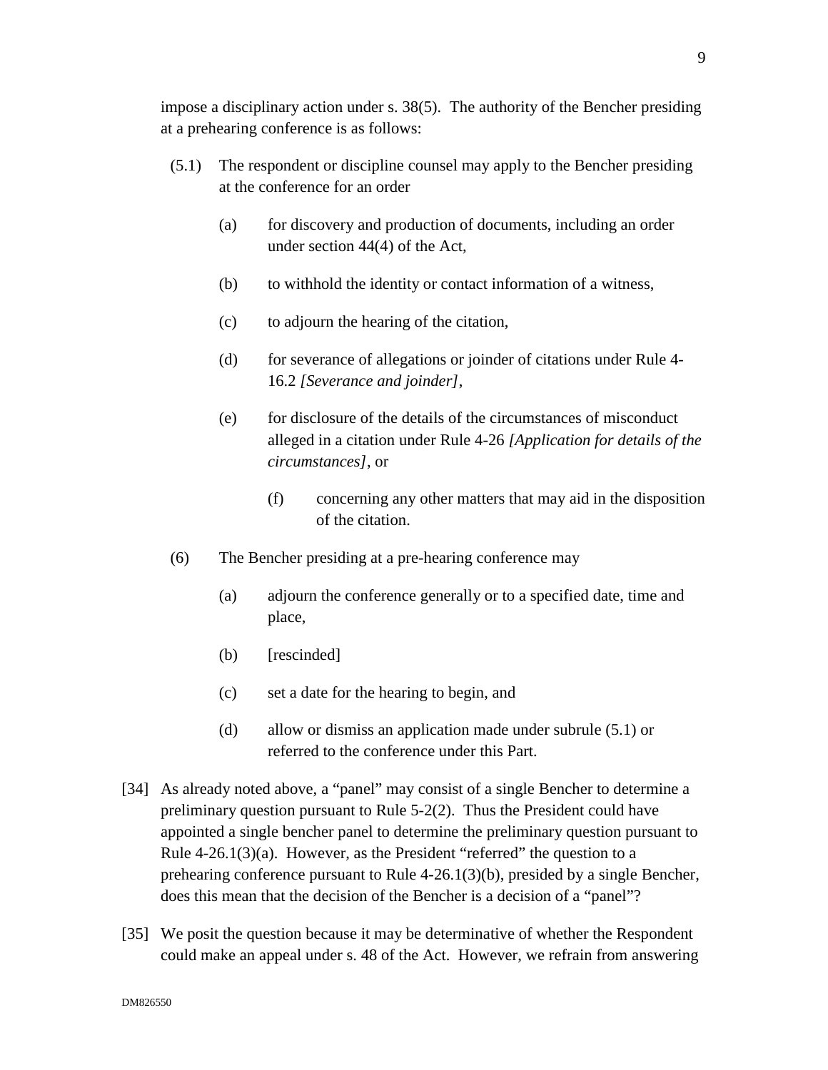impose a disciplinary action under s. 38(5). The authority of the Bencher presiding at a prehearing conference is as follows:

> (5.1) The respondent or discipline counsel may apply to the Bencher presiding at the conference for an order
>
> > (a) for discovery and production of documents, including an order under section 44(4) of the Act,
> >
> > (b) to withhold the identity or contact information of a witness,
> >
> > (c) to adjourn the hearing of the citation,
> >
> > (d) for severance of allegations or joinder of citations under Rule 4-16.2 *[Severance and joinder]*,
> >
> > (e) for disclosure of the details of the circumstances of misconduct alleged in a citation under Rule 4-26 *[Application for details of the circumstances]*, or
> >
> > (f) concerning any other matters that may aid in the disposition of the citation.
>
> (6) The Bencher presiding at a pre-hearing conference may
>
> > (a) adjourn the conference generally or to a specified date, time and place,
> >
> > (b) [rescinded]
> >
> > (c) set a date for the hearing to begin, and
> >
> > (d) allow or dismiss an application made under subrule (5.1) or referred to the conference under this Part.

[34] As already noted above, a "panel" may consist of a single Bencher to determine a preliminary question pursuant to Rule 5-2(2). Thus the President could have appointed a single bencher panel to determine the preliminary question pursuant to Rule 4-26.1(3)(a). However, as the President "referred" the question to a prehearing conference pursuant to Rule 4-26.1(3)(b), presided by a single Bencher, does this mean that the decision of the Bencher is a decision of a "panel"?

[35] We posit the question because it may be determinative of whether the Respondent could make an appeal under s. 48 of the Act. However, we refrain from answering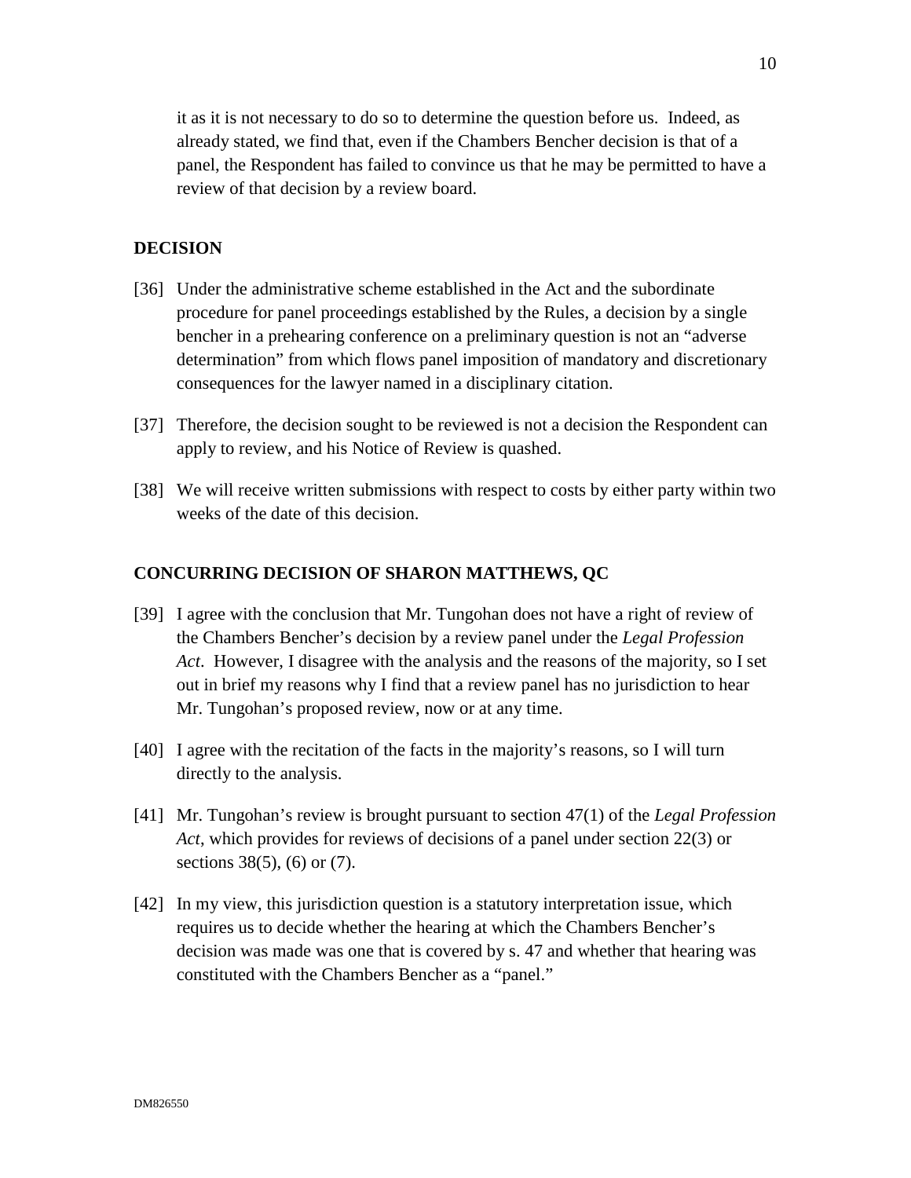it as it is not necessary to do so to determine the question before us. Indeed, as already stated, we find that, even if the Chambers Bencher decision is that of a panel, the Respondent has failed to convince us that he may be permitted to have a review of that decision by a review board.

## DECISION

[36] Under the administrative scheme established in the Act and the subordinate procedure for panel proceedings established by the Rules, a decision by a single bencher in a prehearing conference on a preliminary question is not an "adverse determination" from which flows panel imposition of mandatory and discretionary consequences for the lawyer named in a disciplinary citation.

[37] Therefore, the decision sought to be reviewed is not a decision the Respondent can apply to review, and his Notice of Review is quashed.

[38] We will receive written submissions with respect to costs by either party within two weeks of the date of this decision.

## CONCURRING DECISION OF SHARON MATTHEWS, QC

[39] I agree with the conclusion that Mr. Tungohan does not have a right of review of the Chambers Bencher's decision by a review panel under the *Legal Profession Act*. However, I disagree with the analysis and the reasons of the majority, so I set out in brief my reasons why I find that a review panel has no jurisdiction to hear Mr. Tungohan's proposed review, now or at any time.

[40] I agree with the recitation of the facts in the majority's reasons, so I will turn directly to the analysis.

[41] Mr. Tungohan's review is brought pursuant to section 47(1) of the *Legal Profession Act*, which provides for reviews of decisions of a panel under section 22(3) or sections 38(5), (6) or (7).

[42] In my view, this jurisdiction question is a statutory interpretation issue, which requires us to decide whether the hearing at which the Chambers Bencher's decision was made was one that is covered by s. 47 and whether that hearing was constituted with the Chambers Bencher as a "panel."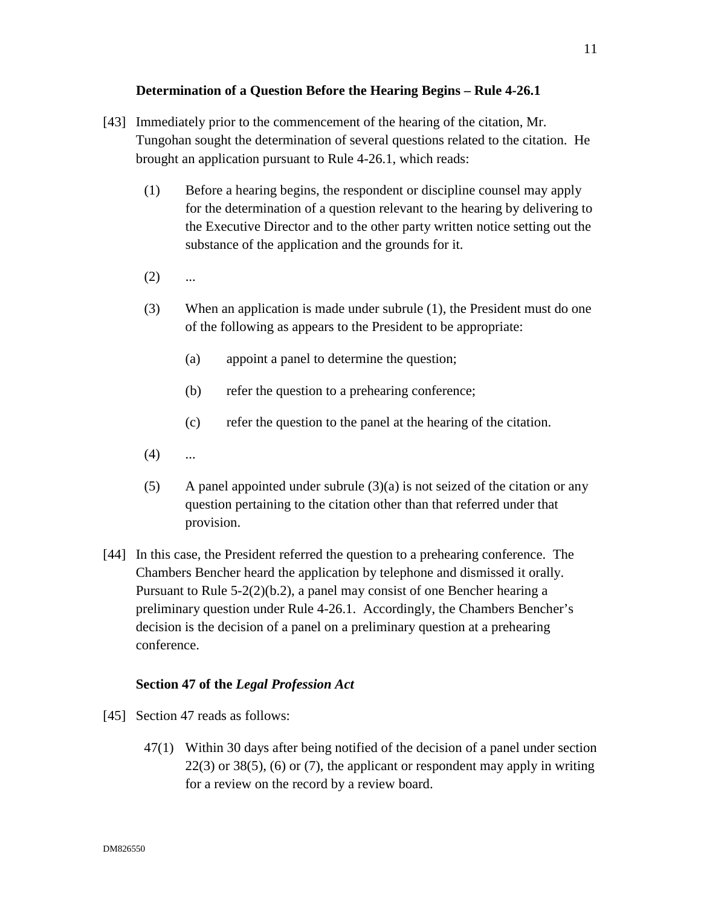**Determination of a Question Before the Hearing Begins – Rule 4-26.1**

[43] Immediately prior to the commencement of the hearing of the citation, Mr. Tungohan sought the determination of several questions related to the citation. He brought an application pursuant to Rule 4-26.1, which reads:

> (1) Before a hearing begins, the respondent or discipline counsel may apply for the determination of a question relevant to the hearing by delivering to the Executive Director and to the other party written notice setting out the substance of the application and the grounds for it.
>
> (2) ...
>
> (3) When an application is made under subrule (1), the President must do one of the following as appears to the President to be appropriate:
>
> > (a) appoint a panel to determine the question;
> >
> > (b) refer the question to a prehearing conference;
> >
> > (c) refer the question to the panel at the hearing of the citation.
>
> (4) ...
>
> (5) A panel appointed under subrule (3)(a) is not seized of the citation or any question pertaining to the citation other than that referred under that provision.

[44] In this case, the President referred the question to a prehearing conference. The Chambers Bencher heard the application by telephone and dismissed it orally. Pursuant to Rule 5-2(2)(b.2), a panel may consist of one Bencher hearing a preliminary question under Rule 4-26.1. Accordingly, the Chambers Bencher's decision is the decision of a panel on a preliminary question at a prehearing conference.

**Section 47 of the *Legal Profession Act***

[45] Section 47 reads as follows:

> 47(1) Within 30 days after being notified of the decision of a panel under section 22(3) or 38(5), (6) or (7), the applicant or respondent may apply in writing for a review on the record by a review board.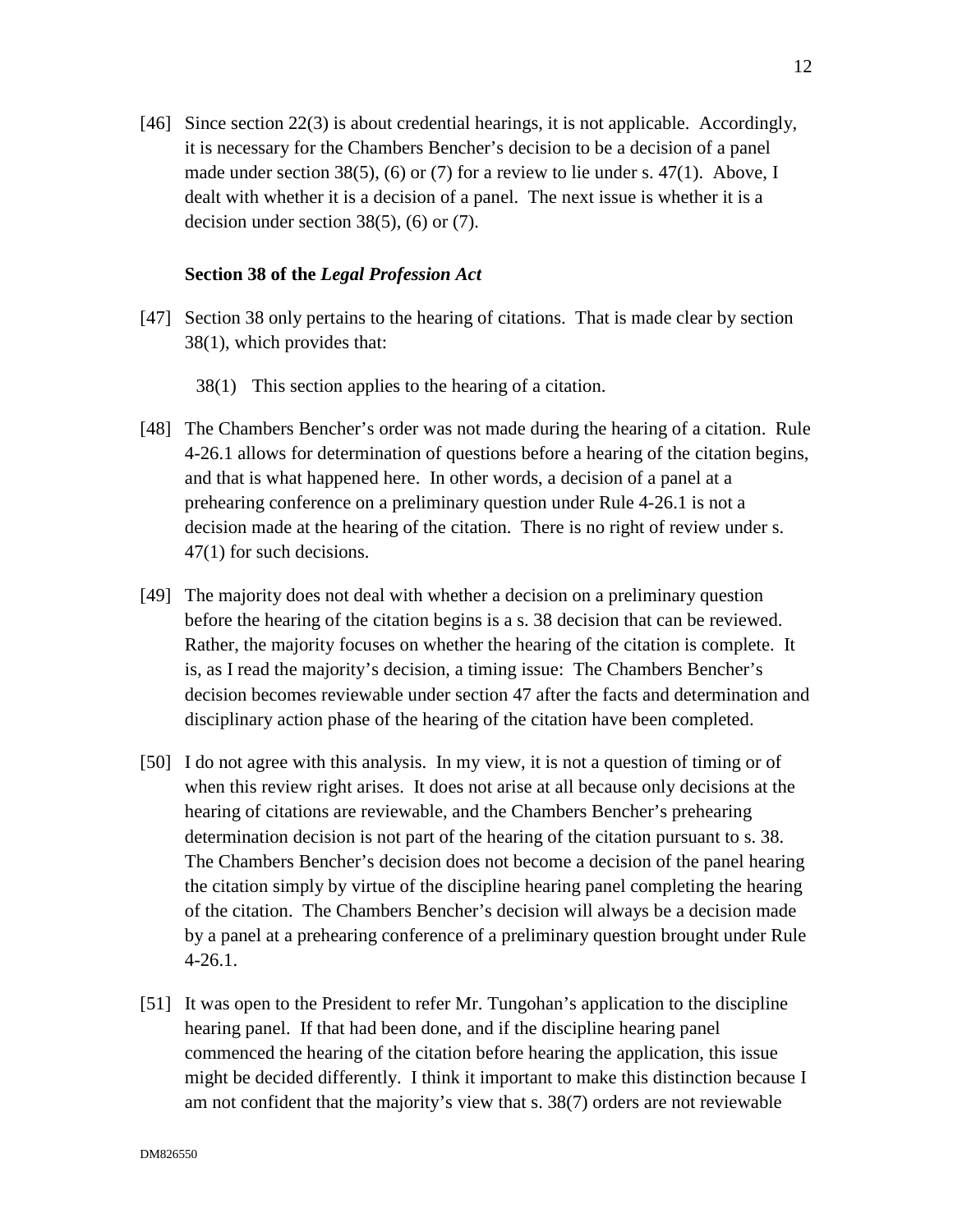[46] Since section 22(3) is about credential hearings, it is not applicable. Accordingly, it is necessary for the Chambers Bencher's decision to be a decision of a panel made under section 38(5), (6) or (7) for a review to lie under s. 47(1). Above, I dealt with whether it is a decision of a panel. The next issue is whether it is a decision under section 38(5), (6) or (7).

### Section 38 of the *Legal Profession Act*

[47] Section 38 only pertains to the hearing of citations. That is made clear by section 38(1), which provides that:

> 38(1) This section applies to the hearing of a citation.

[48] The Chambers Bencher's order was not made during the hearing of a citation. Rule 4-26.1 allows for determination of questions before a hearing of the citation begins, and that is what happened here. In other words, a decision of a panel at a prehearing conference on a preliminary question under Rule 4-26.1 is not a decision made at the hearing of the citation. There is no right of review under s. 47(1) for such decisions.

[49] The majority does not deal with whether a decision on a preliminary question before the hearing of the citation begins is a s. 38 decision that can be reviewed. Rather, the majority focuses on whether the hearing of the citation is complete. It is, as I read the majority's decision, a timing issue: The Chambers Bencher's decision becomes reviewable under section 47 after the facts and determination and disciplinary action phase of the hearing of the citation have been completed.

[50] I do not agree with this analysis. In my view, it is not a question of timing or of when this review right arises. It does not arise at all because only decisions at the hearing of citations are reviewable, and the Chambers Bencher's prehearing determination decision is not part of the hearing of the citation pursuant to s. 38. The Chambers Bencher's decision does not become a decision of the panel hearing the citation simply by virtue of the discipline hearing panel completing the hearing of the citation. The Chambers Bencher's decision will always be a decision made by a panel at a prehearing conference of a preliminary question brought under Rule 4-26.1.

[51] It was open to the President to refer Mr. Tungohan's application to the discipline hearing panel. If that had been done, and if the discipline hearing panel commenced the hearing of the citation before hearing the application, this issue might be decided differently. I think it important to make this distinction because I am not confident that the majority's view that s. 38(7) orders are not reviewable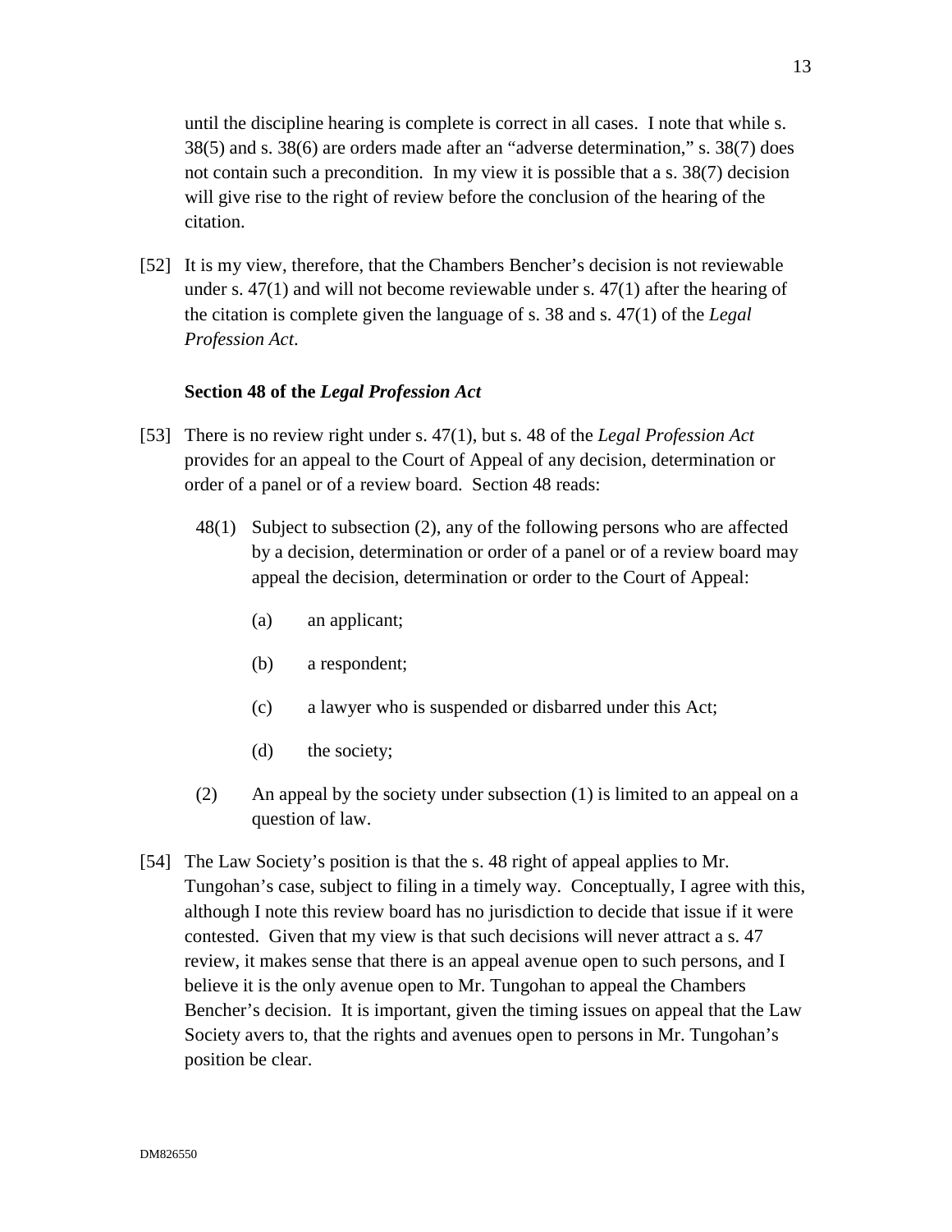until the discipline hearing is complete is correct in all cases. I note that while s. 38(5) and s. 38(6) are orders made after an "adverse determination," s. 38(7) does not contain such a precondition. In my view it is possible that a s. 38(7) decision will give rise to the right of review before the conclusion of the hearing of the citation.

[52] It is my view, therefore, that the Chambers Bencher's decision is not reviewable under s. 47(1) and will not become reviewable under s. 47(1) after the hearing of the citation is complete given the language of s. 38 and s. 47(1) of the *Legal Profession Act*.

**Section 48 of the *Legal Profession Act***

[53] There is no review right under s. 47(1), but s. 48 of the *Legal Profession Act* provides for an appeal to the Court of Appeal of any decision, determination or order of a panel or of a review board. Section 48 reads:

> 48(1) Subject to subsection (2), any of the following persons who are affected by a decision, determination or order of a panel or of a review board may appeal the decision, determination or order to the Court of Appeal:
>
> (a) an applicant;
>
> (b) a respondent;
>
> (c) a lawyer who is suspended or disbarred under this Act;
>
> (d) the society;
>
> (2) An appeal by the society under subsection (1) is limited to an appeal on a question of law.

[54] The Law Society's position is that the s. 48 right of appeal applies to Mr. Tungohan's case, subject to filing in a timely way. Conceptually, I agree with this, although I note this review board has no jurisdiction to decide that issue if it were contested. Given that my view is that such decisions will never attract a s. 47 review, it makes sense that there is an appeal avenue open to such persons, and I believe it is the only avenue open to Mr. Tungohan to appeal the Chambers Bencher's decision. It is important, given the timing issues on appeal that the Law Society avers to, that the rights and avenues open to persons in Mr. Tungohan's position be clear.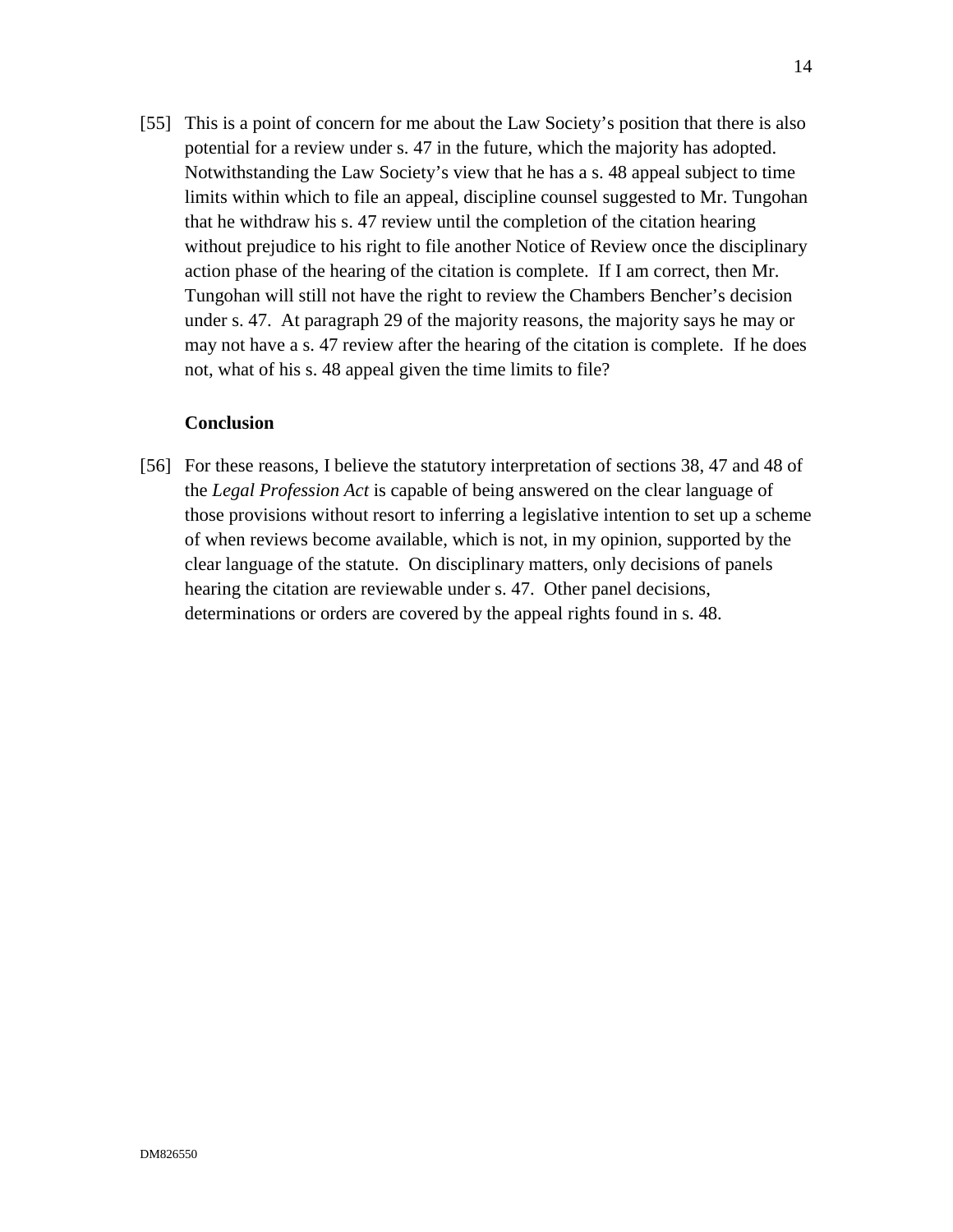[55] This is a point of concern for me about the Law Society's position that there is also potential for a review under s. 47 in the future, which the majority has adopted. Notwithstanding the Law Society's view that he has a s. 48 appeal subject to time limits within which to file an appeal, discipline counsel suggested to Mr. Tungohan that he withdraw his s. 47 review until the completion of the citation hearing without prejudice to his right to file another Notice of Review once the disciplinary action phase of the hearing of the citation is complete. If I am correct, then Mr. Tungohan will still not have the right to review the Chambers Bencher's decision under s. 47. At paragraph 29 of the majority reasons, the majority says he may or may not have a s. 47 review after the hearing of the citation is complete. If he does not, what of his s. 48 appeal given the time limits to file?

**Conclusion**

[56] For these reasons, I believe the statutory interpretation of sections 38, 47 and 48 of the *Legal Profession Act* is capable of being answered on the clear language of those provisions without resort to inferring a legislative intention to set up a scheme of when reviews become available, which is not, in my opinion, supported by the clear language of the statute. On disciplinary matters, only decisions of panels hearing the citation are reviewable under s. 47. Other panel decisions, determinations or orders are covered by the appeal rights found in s. 48.

DM826550